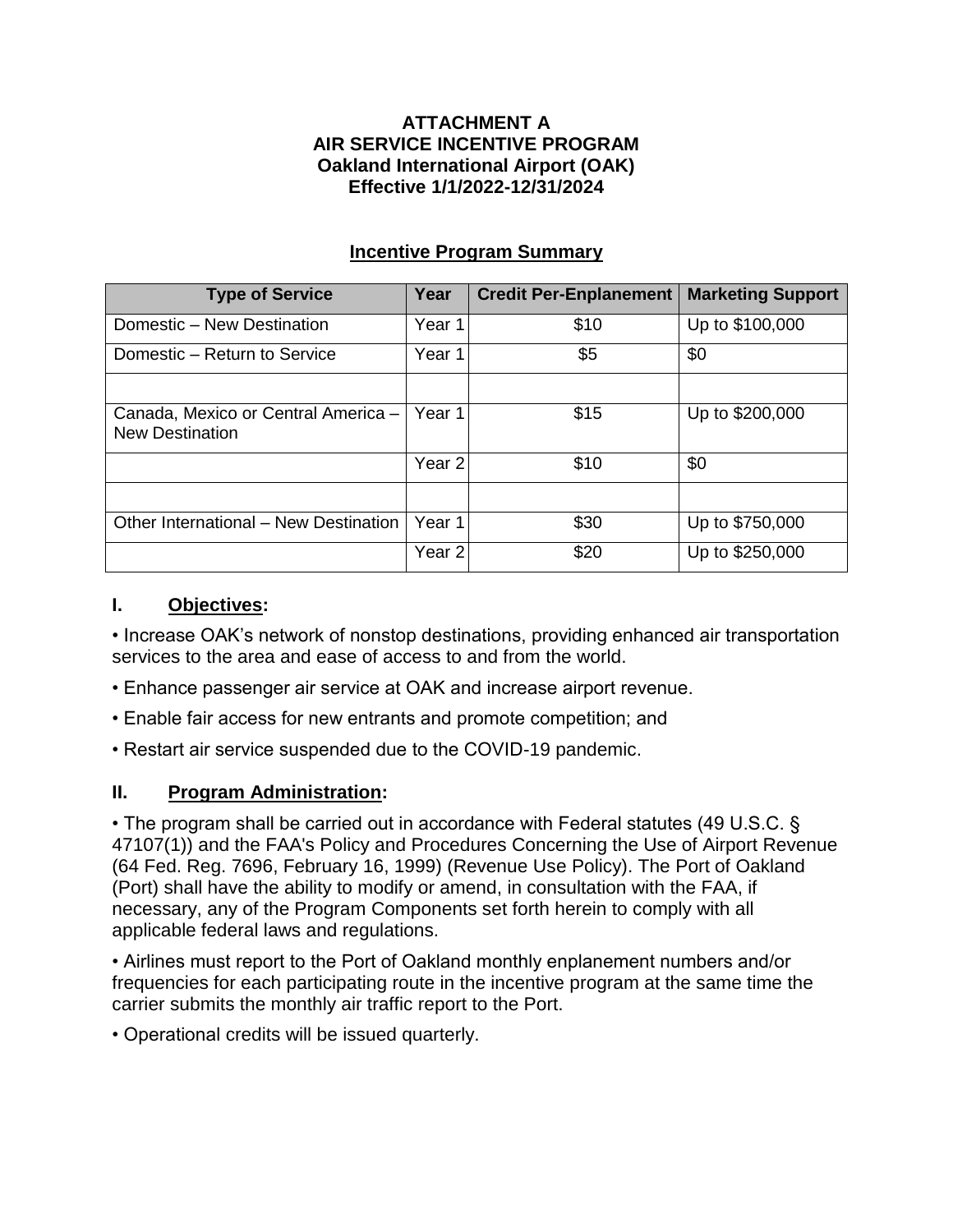**ATTACHMENT A**
**AIR SERVICE INCENTIVE PROGRAM**
**Oakland International Airport (OAK)**
**Effective 1/1/2022-12/31/2024**

## Incentive Program Summary

| Type of Service | Year | Credit Per-Enplanement | Marketing Support |
|---|---|---|---|
| Domestic – New Destination | Year 1 | $10 | Up to $100,000 |
| Domestic – Return to Service | Year 1 | $5 | $0 |
| | | | |
| Canada, Mexico or Central America – New Destination | Year 1 | $15 | Up to $200,000 |
| | Year 2 | $10 | $0 |
| | | | |
| Other International – New Destination | Year 1 | $30 | Up to $750,000 |
| | Year 2 | $20 | Up to $250,000 |

## I. Objectives:

• Increase OAK's network of nonstop destinations, providing enhanced air transportation services to the area and ease of access to and from the world.

• Enhance passenger air service at OAK and increase airport revenue.

• Enable fair access for new entrants and promote competition; and

• Restart air service suspended due to the COVID-19 pandemic.

## II. Program Administration:

• The program shall be carried out in accordance with Federal statutes (49 U.S.C. § 47107(1)) and the FAA's Policy and Procedures Concerning the Use of Airport Revenue (64 Fed. Reg. 7696, February 16, 1999) (Revenue Use Policy). The Port of Oakland (Port) shall have the ability to modify or amend, in consultation with the FAA, if necessary, any of the Program Components set forth herein to comply with all applicable federal laws and regulations.

• Airlines must report to the Port of Oakland monthly enplanement numbers and/or frequencies for each participating route in the incentive program at the same time the carrier submits the monthly air traffic report to the Port.

• Operational credits will be issued quarterly.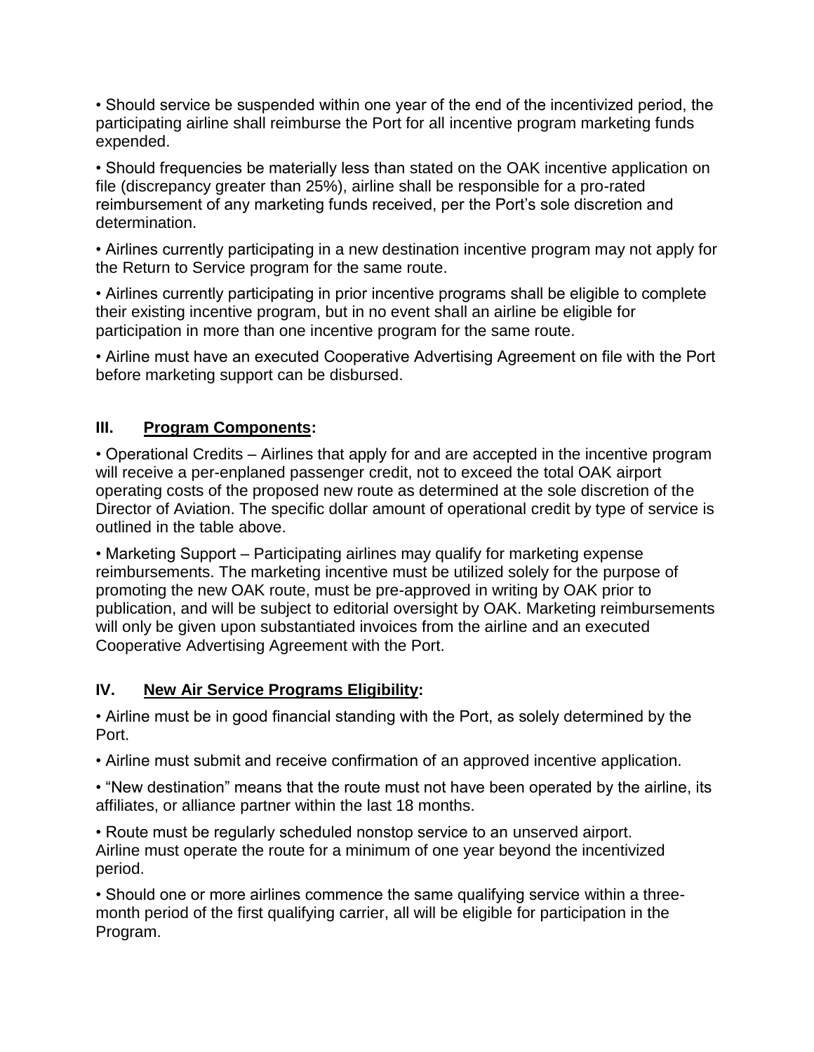• Should service be suspended within one year of the end of the incentivized period, the participating airline shall reimburse the Port for all incentive program marketing funds expended.

• Should frequencies be materially less than stated on the OAK incentive application on file (discrepancy greater than 25%), airline shall be responsible for a pro-rated reimbursement of any marketing funds received, per the Port's sole discretion and determination.

• Airlines currently participating in a new destination incentive program may not apply for the Return to Service program for the same route.

• Airlines currently participating in prior incentive programs shall be eligible to complete their existing incentive program, but in no event shall an airline be eligible for participation in more than one incentive program for the same route.

• Airline must have an executed Cooperative Advertising Agreement on file with the Port before marketing support can be disbursed.

## III. <u>Program Components</u>:

• Operational Credits – Airlines that apply for and are accepted in the incentive program will receive a per-enplaned passenger credit, not to exceed the total OAK airport operating costs of the proposed new route as determined at the sole discretion of the Director of Aviation. The specific dollar amount of operational credit by type of service is outlined in the table above.

• Marketing Support – Participating airlines may qualify for marketing expense reimbursements. The marketing incentive must be utilized solely for the purpose of promoting the new OAK route, must be pre-approved in writing by OAK prior to publication, and will be subject to editorial oversight by OAK. Marketing reimbursements will only be given upon substantiated invoices from the airline and an executed Cooperative Advertising Agreement with the Port.

## IV. <u>New Air Service Programs Eligibility</u>:

• Airline must be in good financial standing with the Port, as solely determined by the Port.

• Airline must submit and receive confirmation of an approved incentive application.

• "New destination" means that the route must not have been operated by the airline, its affiliates, or alliance partner within the last 18 months.

• Route must be regularly scheduled nonstop service to an unserved airport.
Airline must operate the route for a minimum of one year beyond the incentivized period.

• Should one or more airlines commence the same qualifying service within a three-month period of the first qualifying carrier, all will be eligible for participation in the Program.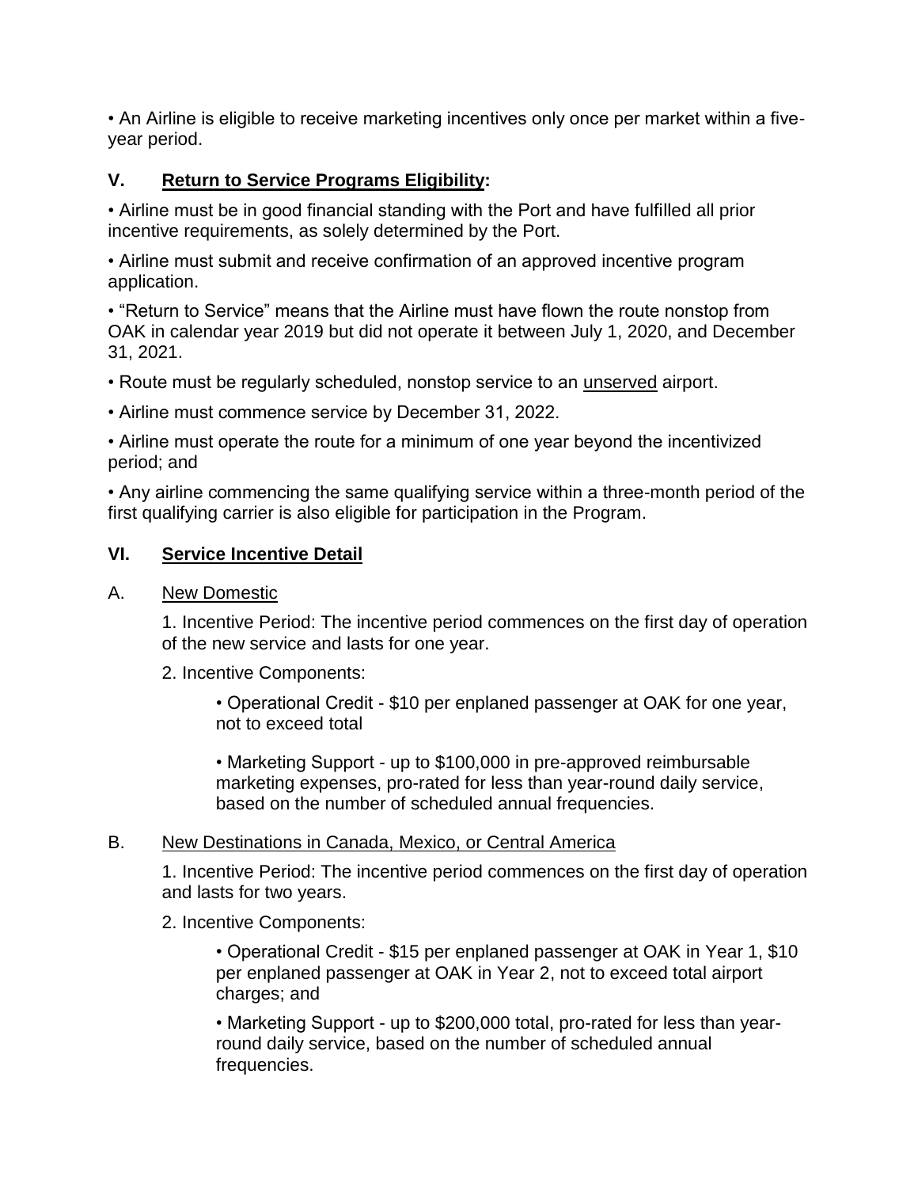• An Airline is eligible to receive marketing incentives only once per market within a five-year period.

## V. Return to Service Programs Eligibility:

• Airline must be in good financial standing with the Port and have fulfilled all prior incentive requirements, as solely determined by the Port.

• Airline must submit and receive confirmation of an approved incentive program application.

• "Return to Service" means that the Airline must have flown the route nonstop from OAK in calendar year 2019 but did not operate it between July 1, 2020, and December 31, 2021.

• Route must be regularly scheduled, nonstop service to an unserved airport.

• Airline must commence service by December 31, 2022.

• Airline must operate the route for a minimum of one year beyond the incentivized period; and

• Any airline commencing the same qualifying service within a three-month period of the first qualifying carrier is also eligible for participation in the Program.

## VI. Service Incentive Detail

A. New Domestic

1. Incentive Period: The incentive period commences on the first day of operation of the new service and lasts for one year.

2. Incentive Components:

   • Operational Credit - $10 per enplaned passenger at OAK for one year, not to exceed total

   • Marketing Support - up to $100,000 in pre-approved reimbursable marketing expenses, pro-rated for less than year-round daily service, based on the number of scheduled annual frequencies.

B. New Destinations in Canada, Mexico, or Central America

1. Incentive Period: The incentive period commences on the first day of operation and lasts for two years.

2. Incentive Components:

   • Operational Credit - $15 per enplaned passenger at OAK in Year 1, $10 per enplaned passenger at OAK in Year 2, not to exceed total airport charges; and

   • Marketing Support - up to $200,000 total, pro-rated for less than year-round daily service, based on the number of scheduled annual frequencies.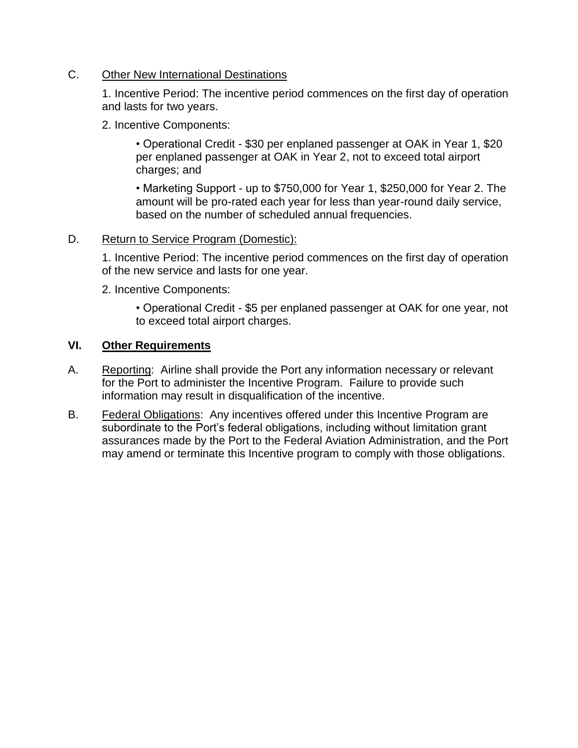C. Other New International Destinations

1. Incentive Period: The incentive period commences on the first day of operation and lasts for two years.

2. Incentive Components:

- Operational Credit - $30 per enplaned passenger at OAK in Year 1, $20 per enplaned passenger at OAK in Year 2, not to exceed total airport charges; and

- Marketing Support - up to $750,000 for Year 1, $250,000 for Year 2. The amount will be pro-rated each year for less than year-round daily service, based on the number of scheduled annual frequencies.

D. Return to Service Program (Domestic):

1. Incentive Period: The incentive period commences on the first day of operation of the new service and lasts for one year.

2. Incentive Components:

- Operational Credit - $5 per enplaned passenger at OAK for one year, not to exceed total airport charges.

## VI. Other Requirements

A. Reporting: Airline shall provide the Port any information necessary or relevant for the Port to administer the Incentive Program. Failure to provide such information may result in disqualification of the incentive.

B. Federal Obligations: Any incentives offered under this Incentive Program are subordinate to the Port's federal obligations, including without limitation grant assurances made by the Port to the Federal Aviation Administration, and the Port may amend or terminate this Incentive program to comply with those obligations.